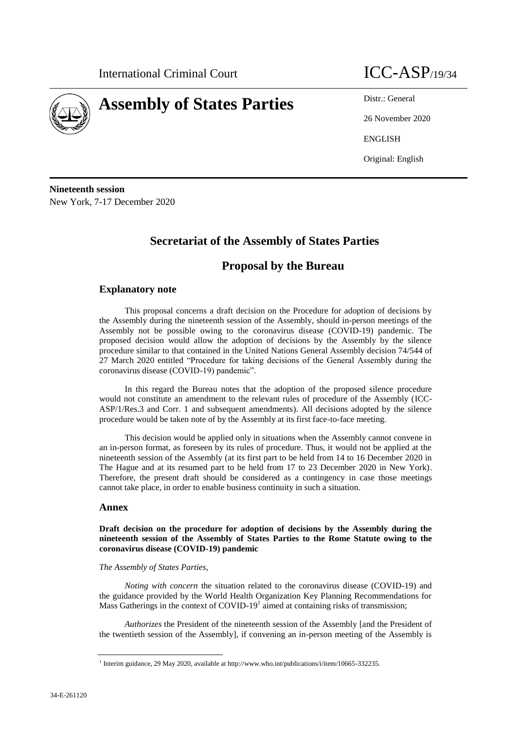International Criminal Court

# Assembly of States Parties

ICC-ASP/19/34

Distr.: General

26 November 2020

ENGLISH

Original: English

**Nineteenth session**
New York, 7-17 December 2020

## Secretariat of the Assembly of States Parties

## Proposal by the Bureau

### Explanatory note

This proposal concerns a draft decision on the Procedure for adoption of decisions by the Assembly during the nineteenth session of the Assembly, should in-person meetings of the Assembly not be possible owing to the coronavirus disease (COVID-19) pandemic. The proposed decision would allow the adoption of decisions by the Assembly by the silence procedure similar to that contained in the United Nations General Assembly decision 74/544 of 27 March 2020 entitled "Procedure for taking decisions of the General Assembly during the coronavirus disease (COVID-19) pandemic".

In this regard the Bureau notes that the adoption of the proposed silence procedure would not constitute an amendment to the relevant rules of procedure of the Assembly (ICC-ASP/1/Res.3 and Corr. 1 and subsequent amendments). All decisions adopted by the silence procedure would be taken note of by the Assembly at its first face-to-face meeting.

This decision would be applied only in situations when the Assembly cannot convene in an in-person format, as foreseen by its rules of procedure. Thus, it would not be applied at the nineteenth session of the Assembly (at its first part to be held from 14 to 16 December 2020 in The Hague and at its resumed part to be held from 17 to 23 December 2020 in New York). Therefore, the present draft should be considered as a contingency in case those meetings cannot take place, in order to enable business continuity in such a situation.

### Annex

**Draft decision on the procedure for adoption of decisions by the Assembly during the nineteenth session of the Assembly of States Parties to the Rome Statute owing to the coronavirus disease (COVID-19) pandemic**

*The Assembly of States Parties,*

*Noting with concern* the situation related to the coronavirus disease (COVID-19) and the guidance provided by the World Health Organization Key Planning Recommendations for Mass Gatherings in the context of COVID-19[1] aimed at containing risks of transmission;

*Authorizes* the President of the nineteenth session of the Assembly [and the President of the twentieth session of the Assembly], if convening an in-person meeting of the Assembly is

[1] Interim guidance, 29 May 2020, available at http://www.who.int/publications/i/item/10665-332235.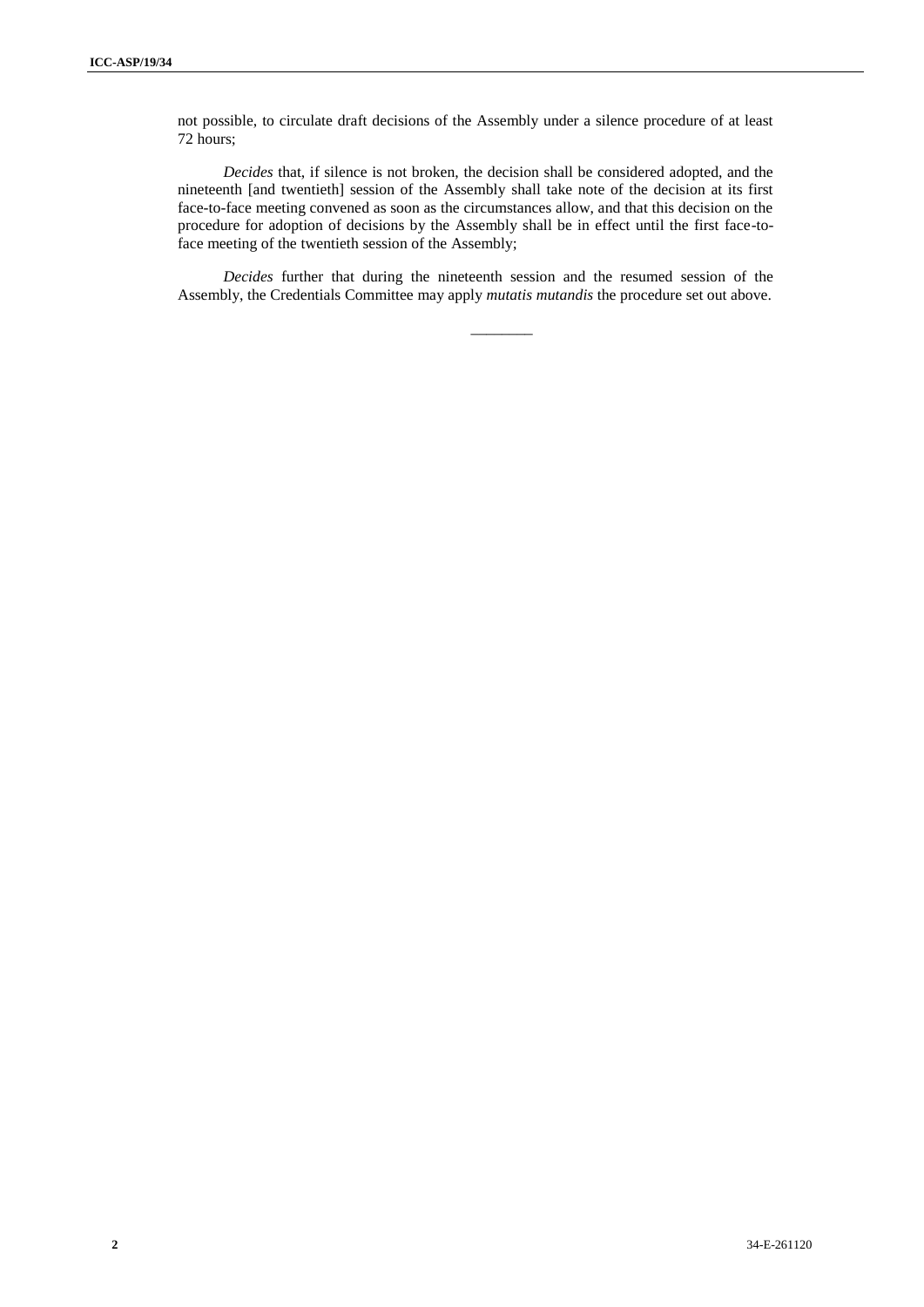not possible, to circulate draft decisions of the Assembly under a silence procedure of at least 72 hours;

*Decides* that, if silence is not broken, the decision shall be considered adopted, and the nineteenth [and twentieth] session of the Assembly shall take note of the decision at its first face-to-face meeting convened as soon as the circumstances allow, and that this decision on the procedure for adoption of decisions by the Assembly shall be in effect until the first face-to-face meeting of the twentieth session of the Assembly;

*Decides* further that during the nineteenth session and the resumed session of the Assembly, the Credentials Committee may apply *mutatis mutandis* the procedure set out above.

____________